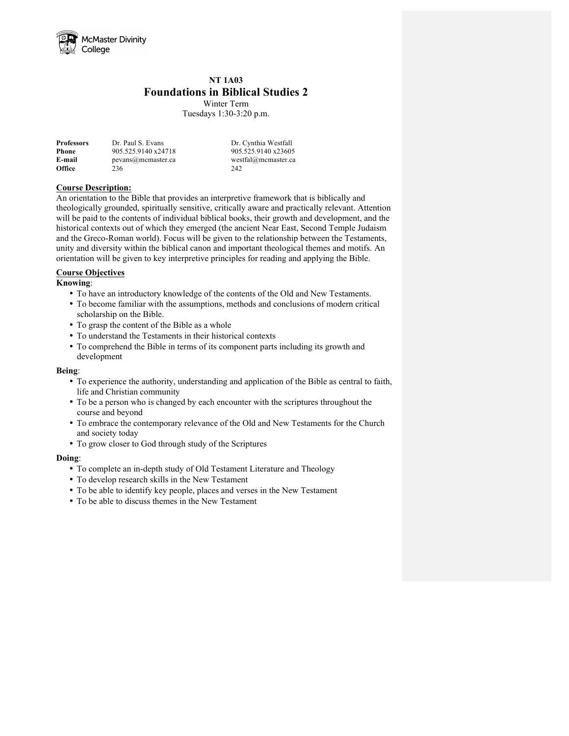McMaster Divinity College

# NT 1A03

## Foundations in Biblical Studies 2

Winter Term
Tuesdays 1:30-3:20 p.m.

| **Professors** | Dr. Paul S. Evans | Dr. Cynthia Westfall |
| --- | --- | --- |
| **Phone** | 905.525.9140 x24718 | 905.525.9140 x23605 |
| **E-mail** | pevans@mcmaster.ca | westfal@mcmaster.ca |
| **Office** | 236 | 242 |

**Course Description:**

An orientation to the Bible that provides an interpretive framework that is biblically and theologically grounded, spiritually sensitive, critically aware and practically relevant. Attention will be paid to the contents of individual biblical books, their growth and development, and the historical contexts out of which they emerged (the ancient Near East, Second Temple Judaism and the Greco-Roman world). Focus will be given to the relationship between the Testaments, unity and diversity within the biblical canon and important theological themes and motifs. An orientation will be given to key interpretive principles for reading and applying the Bible.

**Course Objectives**

**Knowing**:

- To have an introductory knowledge of the contents of the Old and New Testaments.
- To become familiar with the assumptions, methods and conclusions of modern critical scholarship on the Bible.
- To grasp the content of the Bible as a whole
- To understand the Testaments in their historical contexts
- To comprehend the Bible in terms of its component parts including its growth and development

**Being**:

- To experience the authority, understanding and application of the Bible as central to faith, life and Christian community
- To be a person who is changed by each encounter with the scriptures throughout the course and beyond
- To embrace the contemporary relevance of the Old and New Testaments for the Church and society today
- To grow closer to God through study of the Scriptures

**Doing**:

- To complete an in-depth study of Old Testament Literature and Theology
- To develop research skills in the New Testament
- To be able to identify key people, places and verses in the New Testament
- To be able to discuss themes in the New Testament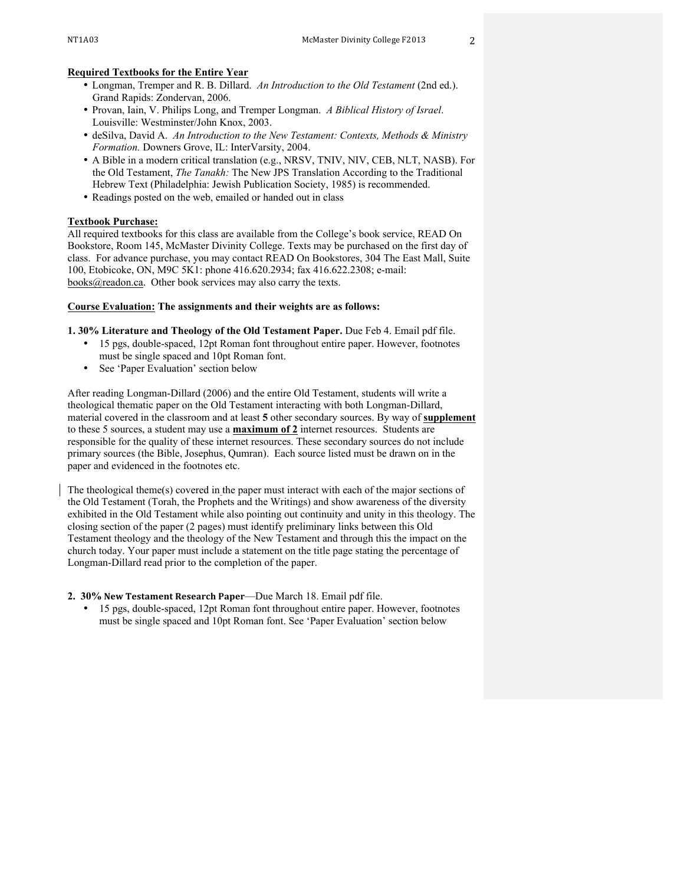**Required Textbooks for the Entire Year**

- Longman, Tremper and R. B. Dillard. *An Introduction to the Old Testament* (2nd ed.). Grand Rapids: Zondervan, 2006.
- Provan, Iain, V. Philips Long, and Tremper Longman. *A Biblical History of Israel*. Louisville: Westminster/John Knox, 2003.
- deSilva, David A. *An Introduction to the New Testament: Contexts, Methods & Ministry Formation.* Downers Grove, IL: InterVarsity, 2004.
- A Bible in a modern critical translation (e.g., NRSV, TNIV, NIV, CEB, NLT, NASB). For the Old Testament, *The Tanakh:* The New JPS Translation According to the Traditional Hebrew Text (Philadelphia: Jewish Publication Society, 1985) is recommended.
- Readings posted on the web, emailed or handed out in class

**Textbook Purchase:**

All required textbooks for this class are available from the College's book service, READ On Bookstore, Room 145, McMaster Divinity College. Texts may be purchased on the first day of class. For advance purchase, you may contact READ On Bookstores, 304 The East Mall, Suite 100, Etobicoke, ON, M9C 5K1: phone 416.620.2934; fax 416.622.2308; e-mail: books@readon.ca. Other book services may also carry the texts.

**Course Evaluation: The assignments and their weights are as follows:**

**1. 30% Literature and Theology of the Old Testament Paper.** Due Feb 4. Email pdf file.

- 15 pgs, double-spaced, 12pt Roman font throughout entire paper. However, footnotes must be single spaced and 10pt Roman font.
- See 'Paper Evaluation' section below

After reading Longman-Dillard (2006) and the entire Old Testament, students will write a theological thematic paper on the Old Testament interacting with both Longman-Dillard, material covered in the classroom and at least **5** other secondary sources. By way of **supplement** to these 5 sources, a student may use a **maximum of 2** internet resources. Students are responsible for the quality of these internet resources. These secondary sources do not include primary sources (the Bible, Josephus, Qumran). Each source listed must be drawn on in the paper and evidenced in the footnotes etc.

The theological theme(s) covered in the paper must interact with each of the major sections of the Old Testament (Torah, the Prophets and the Writings) and show awareness of the diversity exhibited in the Old Testament while also pointing out continuity and unity in this theology. The closing section of the paper (2 pages) must identify preliminary links between this Old Testament theology and the theology of the New Testament and through this the impact on the church today. Your paper must include a statement on the title page stating the percentage of Longman-Dillard read prior to the completion of the paper.

**2. 30% New Testament Research Paper**—Due March 18. Email pdf file.

- 15 pgs, double-spaced, 12pt Roman font throughout entire paper. However, footnotes must be single spaced and 10pt Roman font. See 'Paper Evaluation' section below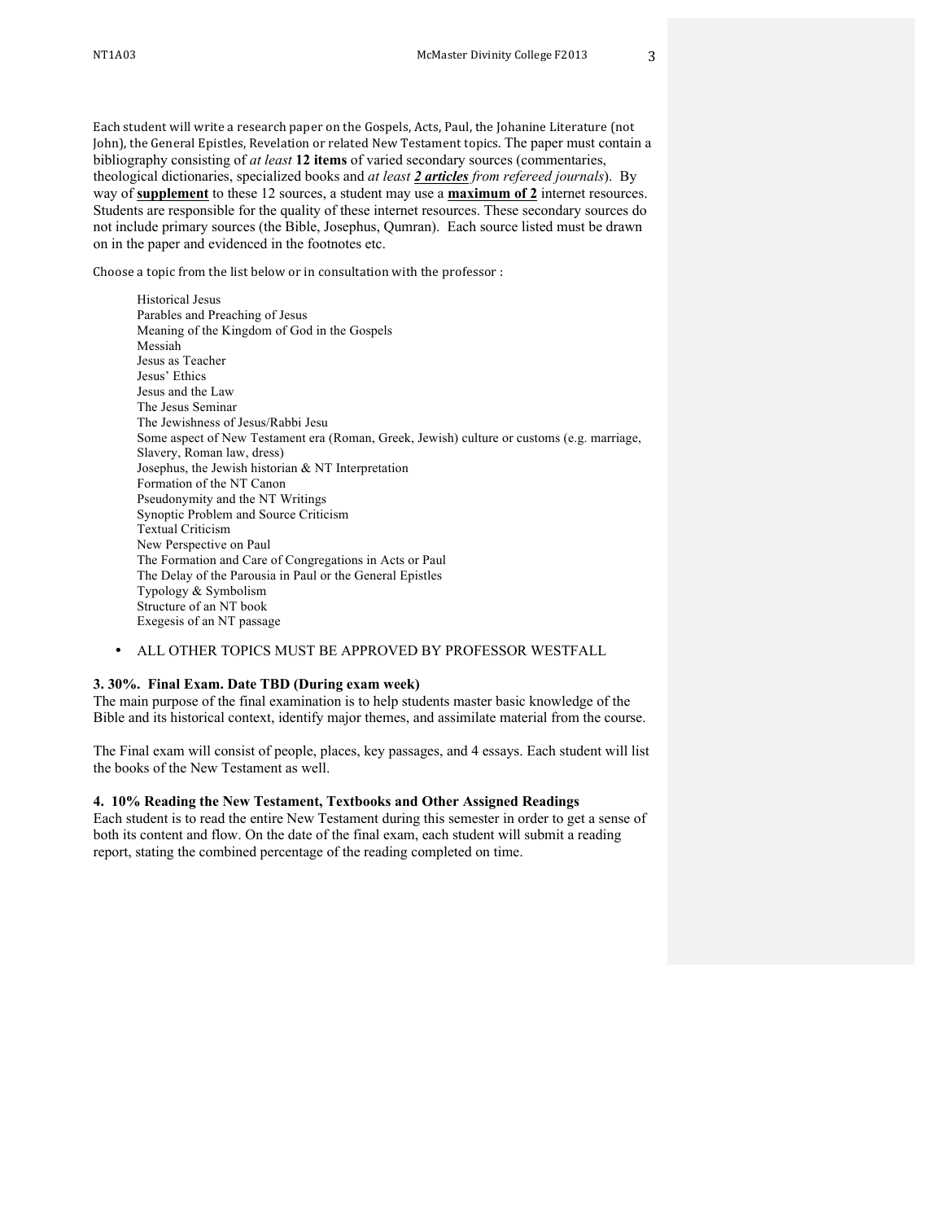Each student will write a research paper on the Gospels, Acts, Paul, the Johanine Literature (not John), the General Epistles, Revelation or related New Testament topics. The paper must contain a bibliography consisting of *at least* **12 items** of varied secondary sources (commentaries, theological dictionaries, specialized books and *at least* ***2 articles*** *from refereed journals*). By way of **supplement** to these 12 sources, a student may use a **maximum of 2** internet resources. Students are responsible for the quality of these internet resources. These secondary sources do not include primary sources (the Bible, Josephus, Qumran). Each source listed must be drawn on in the paper and evidenced in the footnotes etc.

Choose a topic from the list below or in consultation with the professor :

- Historical Jesus
- Parables and Preaching of Jesus
- Meaning of the Kingdom of God in the Gospels
- Messiah
- Jesus as Teacher
- Jesus' Ethics
- Jesus and the Law
- The Jesus Seminar
- The Jewishness of Jesus/Rabbi Jesu
- Some aspect of New Testament era (Roman, Greek, Jewish) culture or customs (e.g. marriage, Slavery, Roman law, dress)
- Josephus, the Jewish historian & NT Interpretation
- Formation of the NT Canon
- Pseudonymity and the NT Writings
- Synoptic Problem and Source Criticism
- Textual Criticism
- New Perspective on Paul
- The Formation and Care of Congregations in Acts or Paul
- The Delay of the Parousia in Paul or the General Epistles
- Typology & Symbolism
- Structure of an NT book
- Exegesis of an NT passage

- ALL OTHER TOPICS MUST BE APPROVED BY PROFESSOR WESTFALL

### 3. 30%. Final Exam. Date TBD (During exam week)

The main purpose of the final examination is to help students master basic knowledge of the Bible and its historical context, identify major themes, and assimilate material from the course.

The Final exam will consist of people, places, key passages, and 4 essays. Each student will list the books of the New Testament as well.

### 4. 10% Reading the New Testament, Textbooks and Other Assigned Readings

Each student is to read the entire New Testament during this semester in order to get a sense of both its content and flow. On the date of the final exam, each student will submit a reading report, stating the combined percentage of the reading completed on time.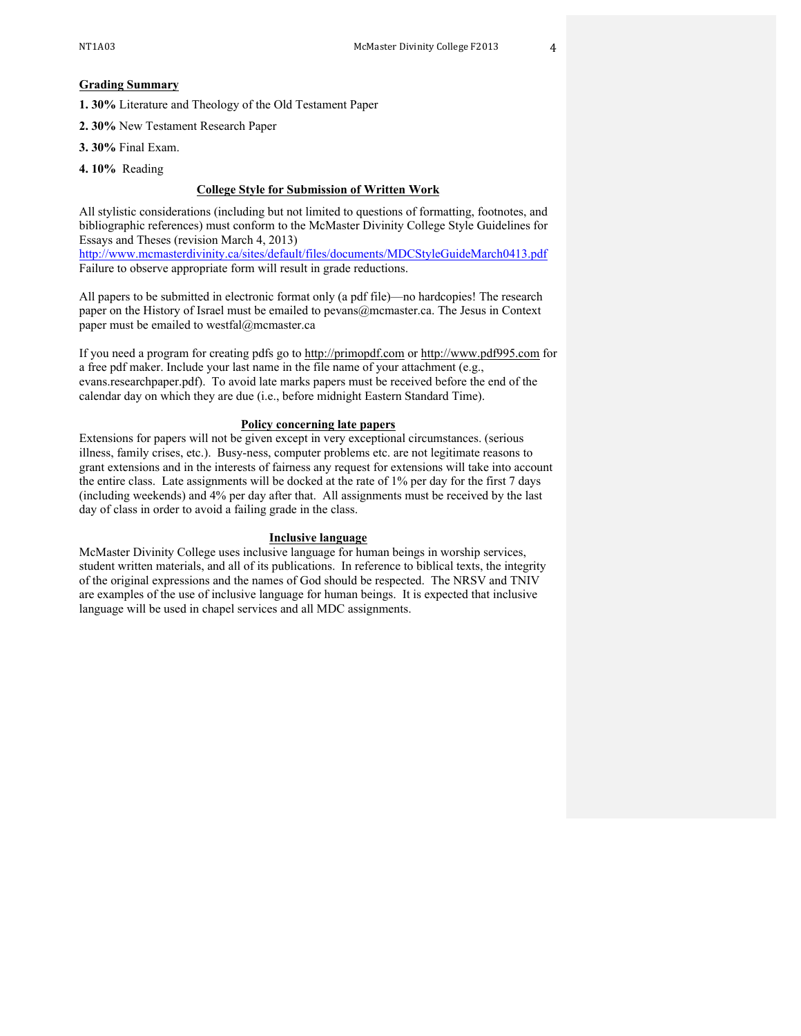## Grading Summary

**1. 30%** Literature and Theology of the Old Testament Paper

**2. 30%** New Testament Research Paper

**3. 30%** Final Exam.

**4. 10%** Reading

## College Style for Submission of Written Work

All stylistic considerations (including but not limited to questions of formatting, footnotes, and bibliographic references) must conform to the McMaster Divinity College Style Guidelines for Essays and Theses (revision March 4, 2013)
http://www.mcmasterdivinity.ca/sites/default/files/documents/MDCStyleGuideMarch0413.pdf
Failure to observe appropriate form will result in grade reductions.

All papers to be submitted in electronic format only (a pdf file)—no hardcopies! The research paper on the History of Israel must be emailed to pevans@mcmaster.ca. The Jesus in Context paper must be emailed to westfal@mcmaster.ca

If you need a program for creating pdfs go to http://primopdf.com or http://www.pdf995.com for a free pdf maker. Include your last name in the file name of your attachment (e.g., evans.researchpaper.pdf). To avoid late marks papers must be received before the end of the calendar day on which they are due (i.e., before midnight Eastern Standard Time).

## Policy concerning late papers

Extensions for papers will not be given except in very exceptional circumstances. (serious illness, family crises, etc.). Busy-ness, computer problems etc. are not legitimate reasons to grant extensions and in the interests of fairness any request for extensions will take into account the entire class. Late assignments will be docked at the rate of 1% per day for the first 7 days (including weekends) and 4% per day after that. All assignments must be received by the last day of class in order to avoid a failing grade in the class.

## Inclusive language

McMaster Divinity College uses inclusive language for human beings in worship services, student written materials, and all of its publications. In reference to biblical texts, the integrity of the original expressions and the names of God should be respected. The NRSV and TNIV are examples of the use of inclusive language for human beings. It is expected that inclusive language will be used in chapel services and all MDC assignments.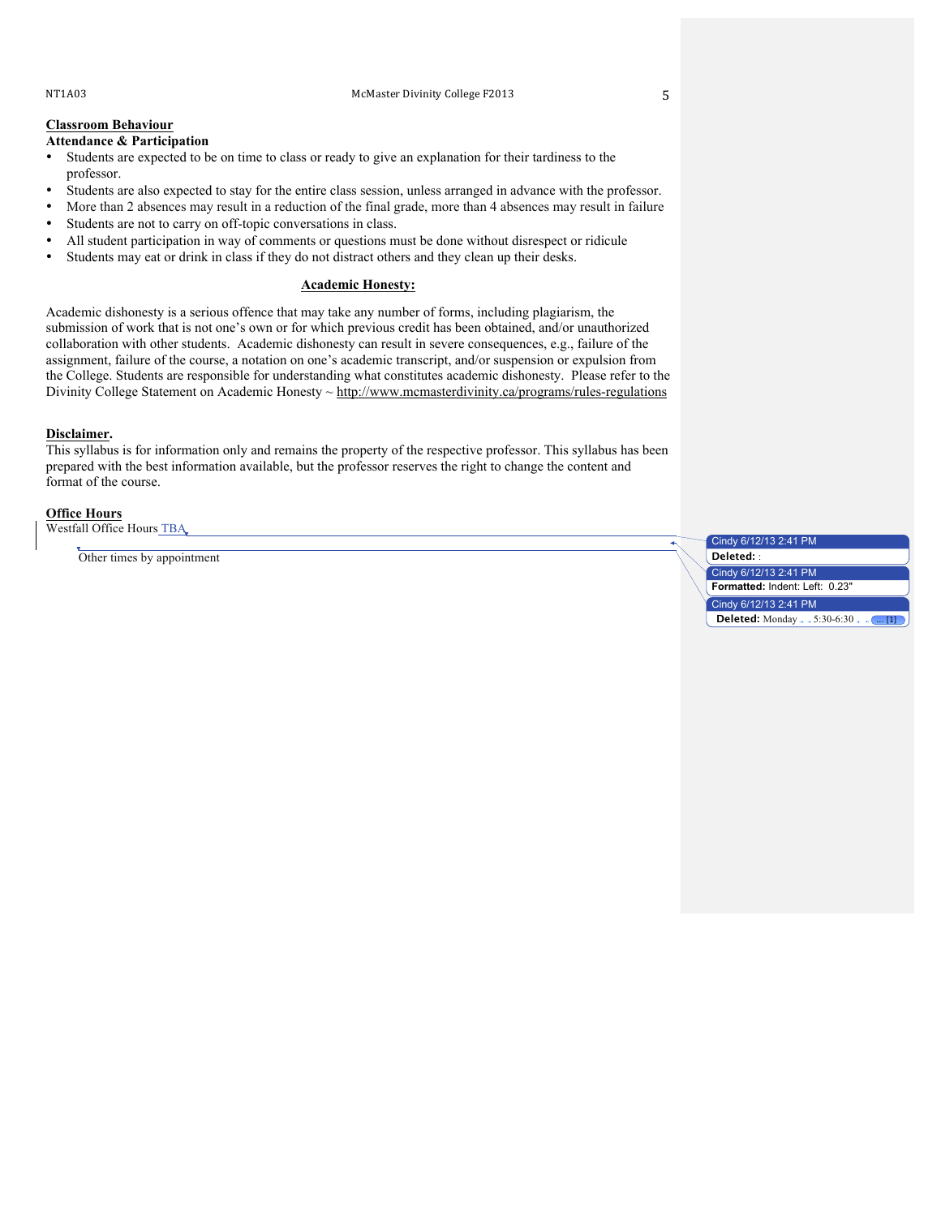**Classroom Behaviour**

**Attendance & Participation**

- Students are expected to be on time to class or ready to give an explanation for their tardiness to the professor.
- Students are also expected to stay for the entire class session, unless arranged in advance with the professor.
- More than 2 absences may result in a reduction of the final grade, more than 4 absences may result in failure
- Students are not to carry on off-topic conversations in class.
- All student participation in way of comments or questions must be done without disrespect or ridicule
- Students may eat or drink in class if they do not distract others and they clean up their desks.

## Academic Honesty:

Academic dishonesty is a serious offence that may take any number of forms, including plagiarism, the submission of work that is not one's own or for which previous credit has been obtained, and/or unauthorized collaboration with other students. Academic dishonesty can result in severe consequences, e.g., failure of the assignment, failure of the course, a notation on one's academic transcript, and/or suspension or expulsion from the College. Students are responsible for understanding what constitutes academic dishonesty. Please refer to the Divinity College Statement on Academic Honesty ~ http://www.mcmasterdivinity.ca/programs/rules-regulations

**Disclaimer.**

This syllabus is for information only and remains the property of the respective professor. This syllabus has been prepared with the best information available, but the professor reserves the right to change the content and format of the course.

**Office Hours**

Westfall Office Hours TBA

Other times by appointment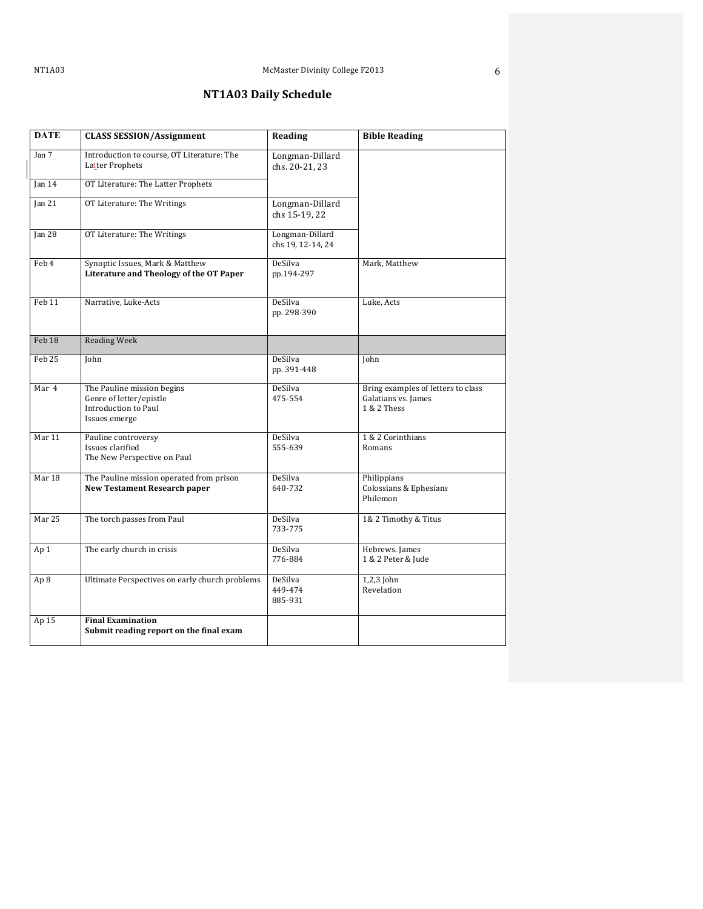# NT1A03 Daily Schedule

| DATE | CLASS SESSION/Assignment | Reading | Bible Reading |
|---|---|---|---|
| Jan 7 | Introduction to course, OT Literature: The Latter Prophets | Longman-Dillard chs. 20-21, 23 | |
| Jan 14 | OT Literature: The Latter Prophets | | |
| Jan 21 | OT Literature: The Writings | Longman-Dillard chs 15-19, 22 | |
| Jan 28 | OT Literature: The Writings | Longman-Dillard chs 19, 12-14, 24 | |
| Feb 4 | Synoptic Issues, Mark & Matthew<br>**Literature and Theology of the OT Paper** | DeSilva pp.194-297 | Mark, Matthew |
| Feb 11 | Narrative, Luke-Acts | DeSilva pp. 298-390 | Luke, Acts |
| Feb 18 | Reading Week | | |
| Feb 25 | John | DeSilva pp. 391-448 | John |
| Mar 4 | The Pauline mission begins<br>Genre of letter/epistle<br>Introduction to Paul<br>Issues emerge | DeSilva 475-554 | Bring examples of letters to class<br>Galatians vs. James<br>1 & 2 Thess |
| Mar 11 | Pauline controversy<br>Issues clarified<br>The New Perspective on Paul | DeSilva 555-639 | 1 & 2 Corinthians<br>Romans |
| Mar 18 | The Pauline mission operated from prison<br>**New Testament Research paper** | DeSilva 640-732 | Philippians<br>Colossians & Ephesians<br>Philemon |
| Mar 25 | The torch passes from Paul | DeSilva 733-775 | 1& 2 Timothy & Titus |
| Ap 1 | The early church in crisis | DeSilva 776-884 | Hebrews. James<br>1 & 2 Peter & Jude |
| Ap 8 | Ultimate Perspectives on early church problems | DeSilva 449-474<br>885-931 | 1,2,3 John<br>Revelation |
| Ap 15 | **Final Examination**<br>**Submit reading report on the final exam** | | |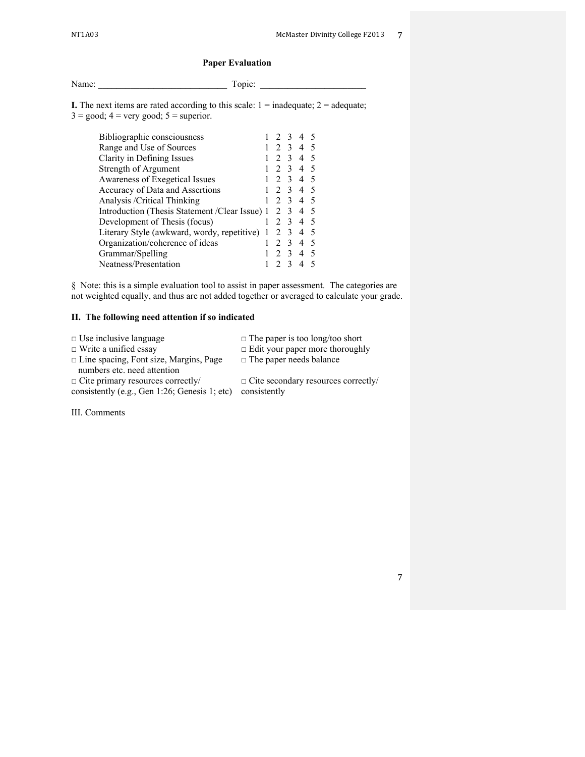## Paper Evaluation

Name: ____________________________ Topic: ______________________

**I.** The next items are rated according to this scale: 1 = inadequate; 2 = adequate; 3 = good; 4 = very good; 5 = superior.

| | |
|---|---|
| Bibliographic consciousness | 1 2 3 4 5 |
| Range and Use of Sources | 1 2 3 4 5 |
| Clarity in Defining Issues | 1 2 3 4 5 |
| Strength of Argument | 1 2 3 4 5 |
| Awareness of Exegetical Issues | 1 2 3 4 5 |
| Accuracy of Data and Assertions | 1 2 3 4 5 |
| Analysis /Critical Thinking | 1 2 3 4 5 |
| Introduction (Thesis Statement /Clear Issue) | 1 2 3 4 5 |
| Development of Thesis (focus) | 1 2 3 4 5 |
| Literary Style (awkward, wordy, repetitive) | 1 2 3 4 5 |
| Organization/coherence of ideas | 1 2 3 4 5 |
| Grammar/Spelling | 1 2 3 4 5 |
| Neatness/Presentation | 1 2 3 4 5 |

§ Note: this is a simple evaluation tool to assist in paper assessment. The categories are not weighted equally, and thus are not added together or averaged to calculate your grade.

**II. The following need attention if so indicated**

□ Use inclusive language

□ The paper is too long/too short

□ Write a unified essay

□ Edit your paper more thoroughly

□ Line spacing, Font size, Margins, Page numbers etc. need attention

□ The paper needs balance

□ Cite primary resources correctly/ consistently (e.g., Gen 1:26; Genesis 1; etc)

□ Cite secondary resources correctly/ consistently

III. Comments